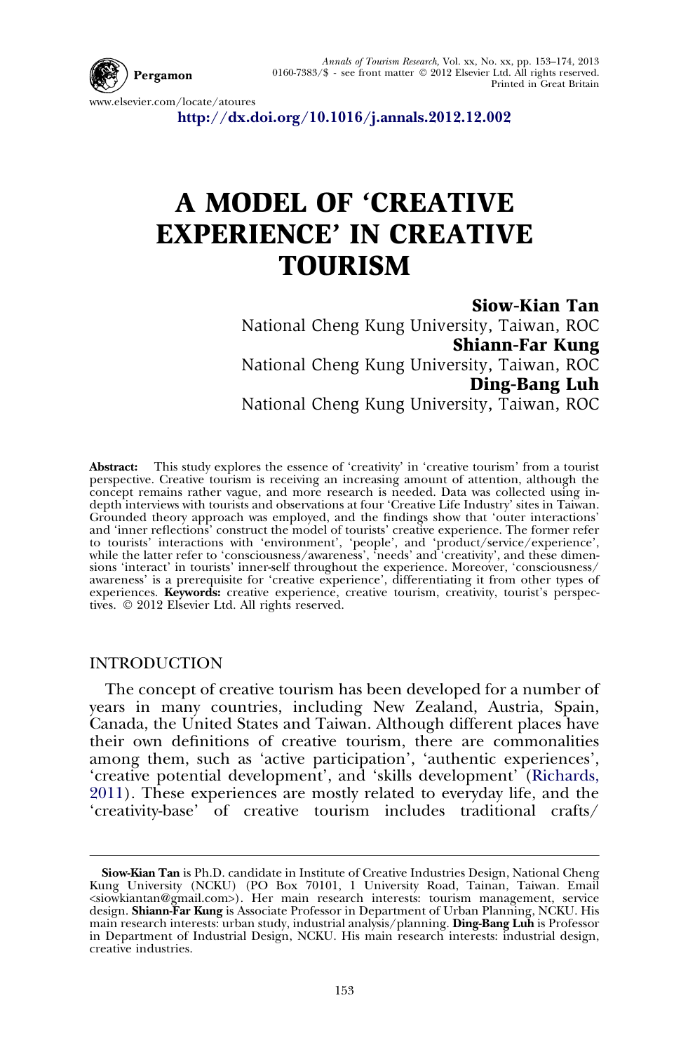Annals of Tourism Research, Vol. xx, No. xx, pp. 153–174, 2013
0160-7383/$ - see front matter © 2012 Elsevier Ltd. All rights reserved.
Printed in Great Britain

www.elsevier.com/locate/atoures

http://dx.doi.org/10.1016/j.annals.2012.12.002

# A MODEL OF 'CREATIVE EXPERIENCE' IN CREATIVE TOURISM

**Siow-Kian Tan**
National Cheng Kung University, Taiwan, ROC

**Shiann-Far Kung**
National Cheng Kung University, Taiwan, ROC

**Ding-Bang Luh**
National Cheng Kung University, Taiwan, ROC

**Abstract:** This study explores the essence of 'creativity' in 'creative tourism' from a tourist perspective. Creative tourism is receiving an increasing amount of attention, although the concept remains rather vague, and more research is needed. Data was collected using in-depth interviews with tourists and observations at four 'Creative Life Industry' sites in Taiwan. Grounded theory approach was employed, and the findings show that 'outer interactions' and 'inner reflections' construct the model of tourists' creative experience. The former refer to tourists' interactions with 'environment', 'people', and 'product/service/experience', while the latter refer to 'consciousness/awareness', 'needs' and 'creativity', and these dimensions 'interact' in tourists' inner-self throughout the experience. Moreover, 'consciousness/awareness' is a prerequisite for 'creative experience', differentiating it from other types of experiences. **Keywords:** creative experience, creative tourism, creativity, tourist's perspectives. © 2012 Elsevier Ltd. All rights reserved.

## INTRODUCTION

The concept of creative tourism has been developed for a number of years in many countries, including New Zealand, Austria, Spain, Canada, the United States and Taiwan. Although different places have their own definitions of creative tourism, there are commonalities among them, such as 'active participation', 'authentic experiences', 'creative potential development', and 'skills development' (Richards, 2011). These experiences are mostly related to everyday life, and the 'creativity-base' of creative tourism includes traditional crafts/

---

**Siow-Kian Tan** is Ph.D. candidate in Institute of Creative Industries Design, National Cheng Kung University (NCKU) (PO Box 70101, 1 University Road, Tainan, Taiwan. Email <siowkiantan@gmail.com>). Her main research interests: tourism management, service design. **Shiann-Far Kung** is Associate Professor in Department of Urban Planning, NCKU. His main research interests: urban study, industrial analysis/planning. **Ding-Bang Luh** is Professor in Department of Industrial Design, NCKU. His main research interests: industrial design, creative industries.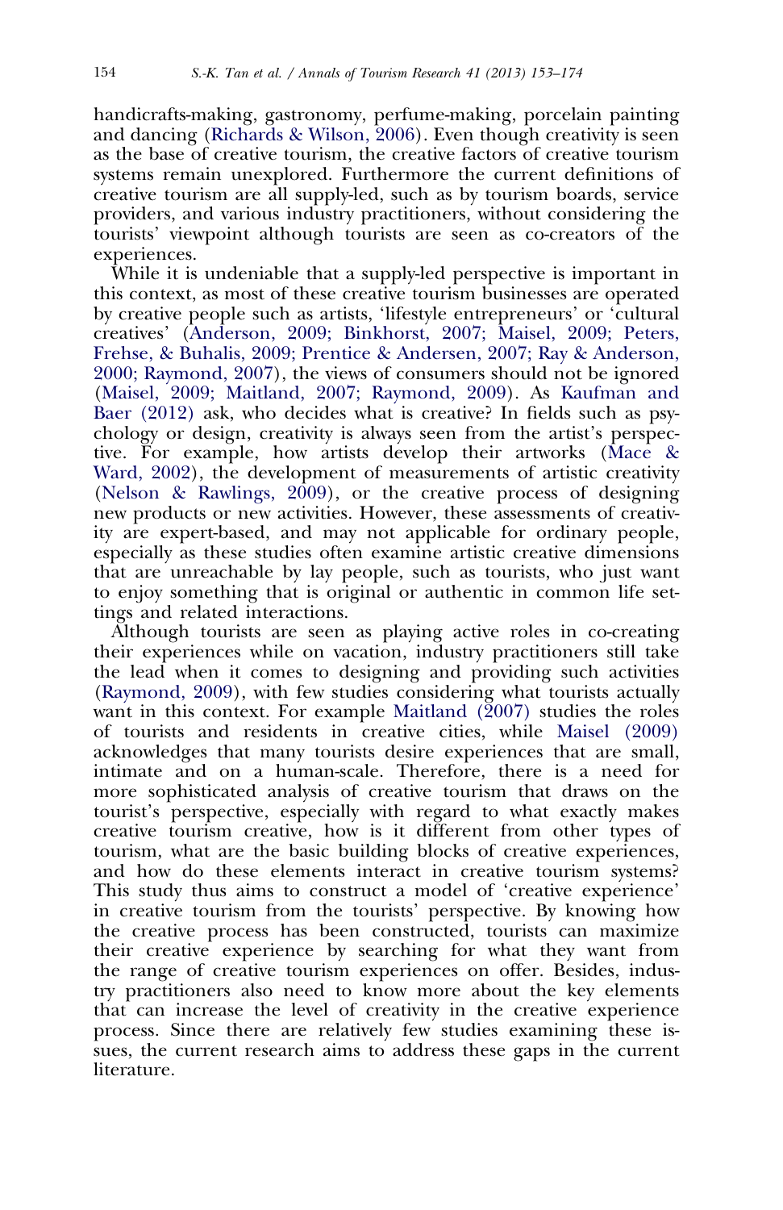handicrafts-making, gastronomy, perfume-making, porcelain painting and dancing (Richards & Wilson, 2006). Even though creativity is seen as the base of creative tourism, the creative factors of creative tourism systems remain unexplored. Furthermore the current definitions of creative tourism are all supply-led, such as by tourism boards, service providers, and various industry practitioners, without considering the tourists' viewpoint although tourists are seen as co-creators of the experiences.

While it is undeniable that a supply-led perspective is important in this context, as most of these creative tourism businesses are operated by creative people such as artists, 'lifestyle entrepreneurs' or 'cultural creatives' (Anderson, 2009; Binkhorst, 2007; Maisel, 2009; Peters, Frehse, & Buhalis, 2009; Prentice & Andersen, 2007; Ray & Anderson, 2000; Raymond, 2007), the views of consumers should not be ignored (Maisel, 2009; Maitland, 2007; Raymond, 2009). As Kaufman and Baer (2012) ask, who decides what is creative? In fields such as psychology or design, creativity is always seen from the artist's perspective. For example, how artists develop their artworks (Mace & Ward, 2002), the development of measurements of artistic creativity (Nelson & Rawlings, 2009), or the creative process of designing new products or new activities. However, these assessments of creativity are expert-based, and may not applicable for ordinary people, especially as these studies often examine artistic creative dimensions that are unreachable by lay people, such as tourists, who just want to enjoy something that is original or authentic in common life settings and related interactions.

Although tourists are seen as playing active roles in co-creating their experiences while on vacation, industry practitioners still take the lead when it comes to designing and providing such activities (Raymond, 2009), with few studies considering what tourists actually want in this context. For example Maitland (2007) studies the roles of tourists and residents in creative cities, while Maisel (2009) acknowledges that many tourists desire experiences that are small, intimate and on a human-scale. Therefore, there is a need for more sophisticated analysis of creative tourism that draws on the tourist's perspective, especially with regard to what exactly makes creative tourism creative, how is it different from other types of tourism, what are the basic building blocks of creative experiences, and how do these elements interact in creative tourism systems? This study thus aims to construct a model of 'creative experience' in creative tourism from the tourists' perspective. By knowing how the creative process has been constructed, tourists can maximize their creative experience by searching for what they want from the range of creative tourism experiences on offer. Besides, industry practitioners also need to know more about the key elements that can increase the level of creativity in the creative experience process. Since there are relatively few studies examining these issues, the current research aims to address these gaps in the current literature.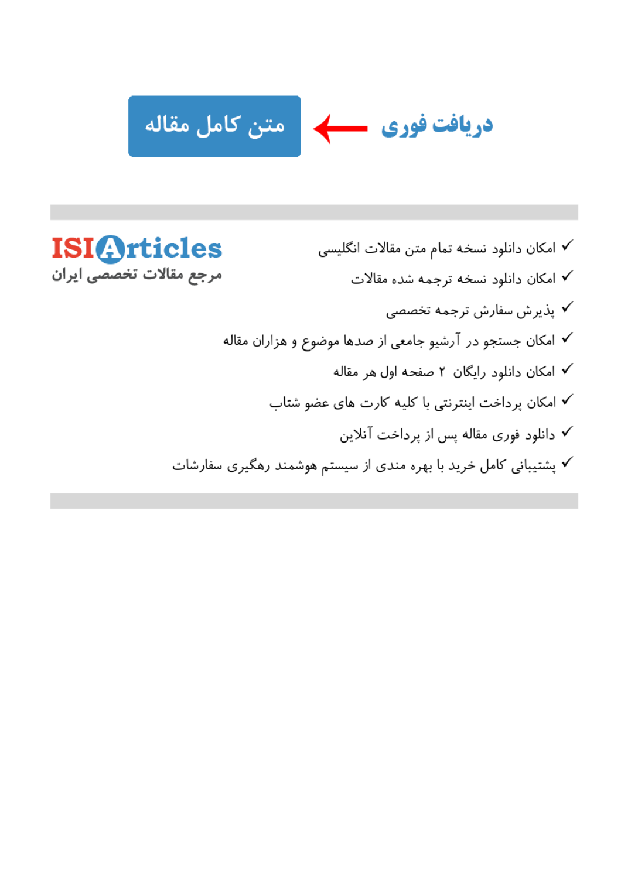دریافت فوری ← **متن کامل مقاله**

**ISIArticles**
مرجع مقالات تخصصی ایران

- ✓ امکان دانلود نسخه تمام متن مقالات انگلیسی
- ✓ امکان دانلود نسخه ترجمه شده مقالات
- ✓ پذیرش سفارش ترجمه تخصصی
- ✓ امکان جستجو در آرشیو جامعی از صدها موضوع و هزاران مقاله
- ✓ امکان دانلود رایگان ۲ صفحه اول هر مقاله
- ✓ امکان پرداخت اینترنتی با کلیه کارت های عضو شتاب
- ✓ دانلود فوری مقاله پس از پرداخت آنلاین
- ✓ پشتیبانی کامل خرید با بهره مندی از سیستم هوشمند رهگیری سفارشات